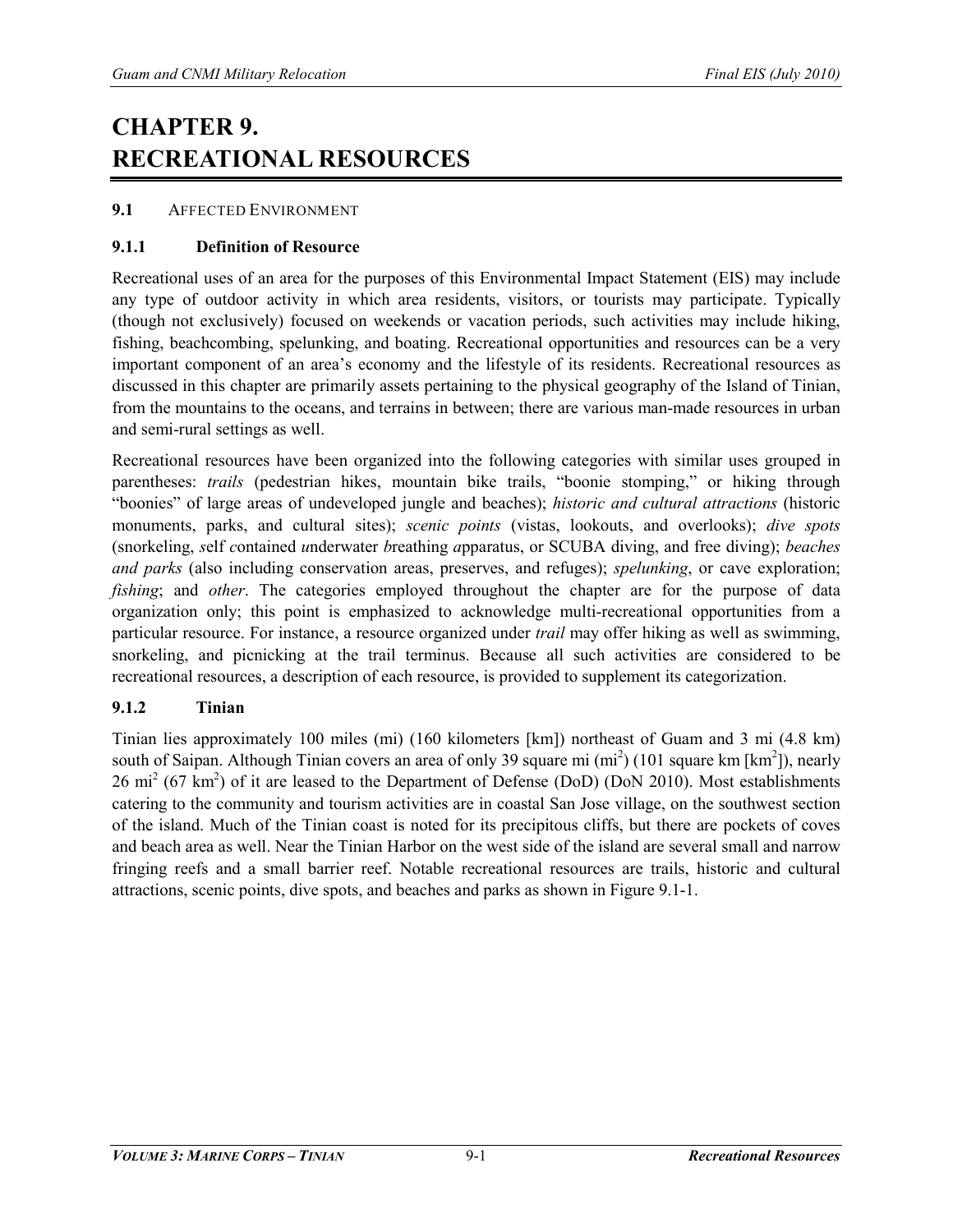# CHAPTER 9. RECREATIONAL RESOURCES

## 9.1 AFFECTED ENVIRONMENT

### 9.1.1 Definition of Resource

Recreational uses of an area for the purposes of this Environmental Impact Statement (EIS) may include any type of outdoor activity in which area residents, visitors, or tourists may participate. Typically (though not exclusively) focused on weekends or vacation periods, such activities may include hiking, fishing, beachcombing, spelunking, and boating. Recreational opportunities and resources can be a very important component of an area's economy and the lifestyle of its residents. Recreational resources as discussed in this chapter are primarily assets pertaining to the physical geography of the Island of Tinian, from the mountains to the oceans, and terrains in between; there are various man-made resources in urban and semi-rural settings as well.

Recreational resources have been organized into the following categories with similar uses grouped in parentheses: *trails* (pedestrian hikes, mountain bike trails, "boonie stomping," or hiking through "boonies" of large areas of undeveloped jungle and beaches); *historic and cultural attractions* (historic monuments, parks, and cultural sites); *scenic points* (vistas, lookouts, and overlooks); *dive spots* (snorkeling, *s*elf *c*ontained *u*nderwater *b*reathing *a*pparatus, or SCUBA diving, and free diving); *beaches and parks* (also including conservation areas, preserves, and refuges); *spelunking*, or cave exploration; *fishing*; and *other*. The categories employed throughout the chapter are for the purpose of data organization only; this point is emphasized to acknowledge multi-recreational opportunities from a particular resource. For instance, a resource organized under *trail* may offer hiking as well as swimming, snorkeling, and picnicking at the trail terminus. Because all such activities are considered to be recreational resources, a description of each resource, is provided to supplement its categorization.

### 9.1.2 Tinian

Tinian lies approximately 100 miles (mi) (160 kilometers [km]) northeast of Guam and 3 mi (4.8 km) south of Saipan. Although Tinian covers an area of only 39 square mi ($mi^2$) (101 square km [$km^2$]), nearly 26 $mi^2$ (67 $km^2$) of it are leased to the Department of Defense (DoD) (DoN 2010). Most establishments catering to the community and tourism activities are in coastal San Jose village, on the southwest section of the island. Much of the Tinian coast is noted for its precipitous cliffs, but there are pockets of coves and beach area as well. Near the Tinian Harbor on the west side of the island are several small and narrow fringing reefs and a small barrier reef. Notable recreational resources are trails, historic and cultural attractions, scenic points, dive spots, and beaches and parks as shown in Figure 9.1-1.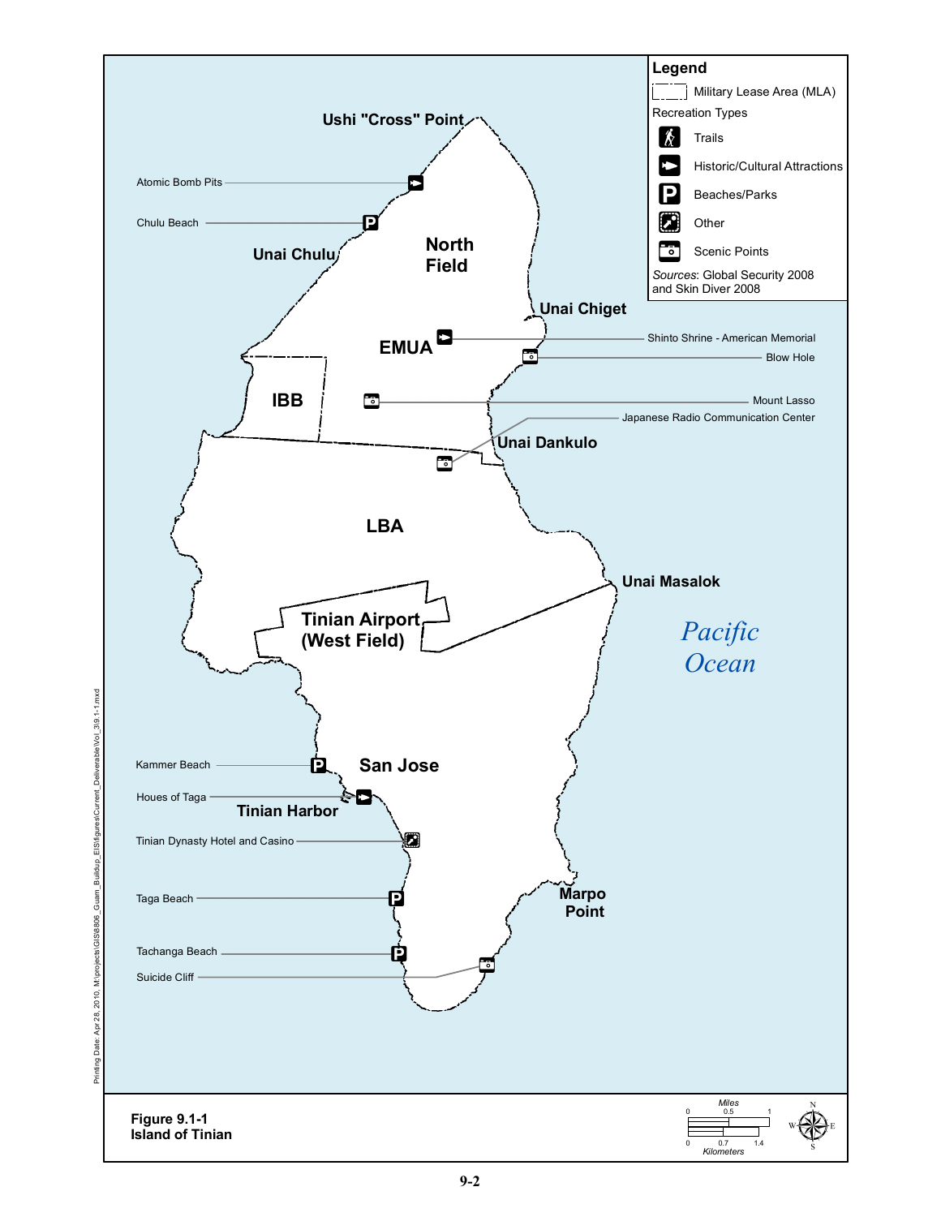Legend

Military Lease Area (MLA)

Recreation Types

- Trails
- Historic/Cultural Attractions
- Beaches/Parks
- Other
- Scenic Points

*Sources*: Global Security 2008 and Skin Diver 2008

Ushi "Cross" Point

Atomic Bomb Pits

Chulu Beach

Unai Chulu

North Field

Unai Chiget

EMUA

Shinto Shrine - American Memorial

Blow Hole

IBB

Mount Lasso

Japanese Radio Communication Center

Unai Dankulo

LBA

Unai Masalok

Tinian Airport (West Field)

Pacific Ocean

Kammer Beach

San Jose

Houes of Taga

Tinian Harbor

Tinian Dynasty Hotel and Casino

Taga Beach

Marpo Point

Tachanga Beach

Suicide Cliff

Miles: 0, 0.5, 1

Kilometers: 0, 0.7, 1.4

N, W, E, S

**Figure 9.1-1**
**Island of Tinian**

Printing Date: Apr 28, 2010, M:\projects\GIS\8806_Guam_Buildup_EIS\figures\Current_Deliverable\Vol_3\9.1-1.mxd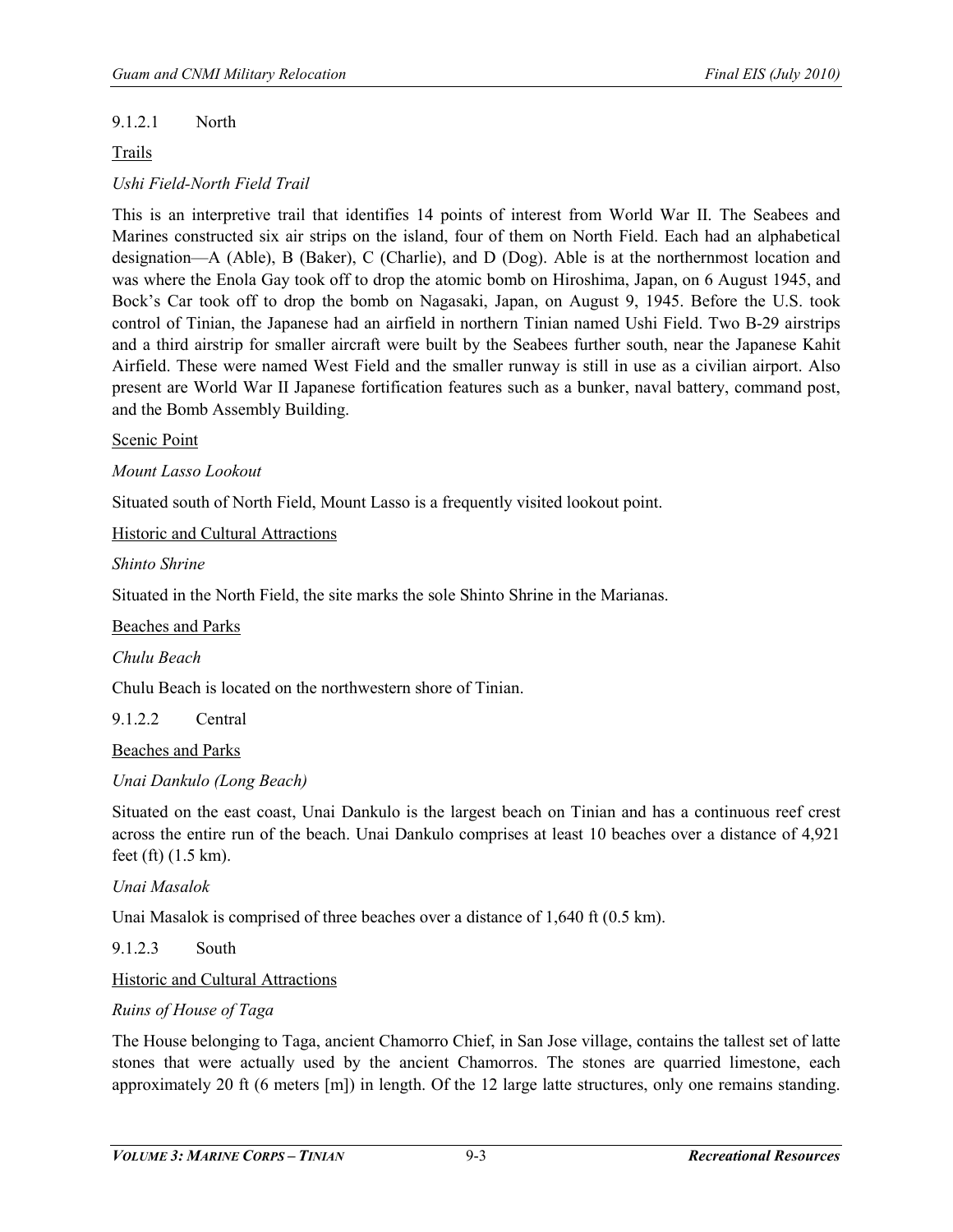#### 9.1.2.1 North

Trails

*Ushi Field-North Field Trail*

This is an interpretive trail that identifies 14 points of interest from World War II. The Seabees and Marines constructed six air strips on the island, four of them on North Field. Each had an alphabetical designation—A (Able), B (Baker), C (Charlie), and D (Dog). Able is at the northernmost location and was where the Enola Gay took off to drop the atomic bomb on Hiroshima, Japan, on 6 August 1945, and Bock's Car took off to drop the bomb on Nagasaki, Japan, on August 9, 1945. Before the U.S. took control of Tinian, the Japanese had an airfield in northern Tinian named Ushi Field. Two B-29 airstrips and a third airstrip for smaller aircraft were built by the Seabees further south, near the Japanese Kahit Airfield. These were named West Field and the smaller runway is still in use as a civilian airport. Also present are World War II Japanese fortification features such as a bunker, naval battery, command post, and the Bomb Assembly Building.

Scenic Point

*Mount Lasso Lookout*

Situated south of North Field, Mount Lasso is a frequently visited lookout point.

Historic and Cultural Attractions

*Shinto Shrine*

Situated in the North Field, the site marks the sole Shinto Shrine in the Marianas.

Beaches and Parks

*Chulu Beach*

Chulu Beach is located on the northwestern shore of Tinian.

#### 9.1.2.2 Central

Beaches and Parks

*Unai Dankulo (Long Beach)*

Situated on the east coast, Unai Dankulo is the largest beach on Tinian and has a continuous reef crest across the entire run of the beach. Unai Dankulo comprises at least 10 beaches over a distance of 4,921 feet (ft) (1.5 km).

*Unai Masalok*

Unai Masalok is comprised of three beaches over a distance of 1,640 ft (0.5 km).

#### 9.1.2.3 South

Historic and Cultural Attractions

*Ruins of House of Taga*

The House belonging to Taga, ancient Chamorro Chief, in San Jose village, contains the tallest set of latte stones that were actually used by the ancient Chamorros. The stones are quarried limestone, each approximately 20 ft (6 meters [m]) in length. Of the 12 large latte structures, only one remains standing.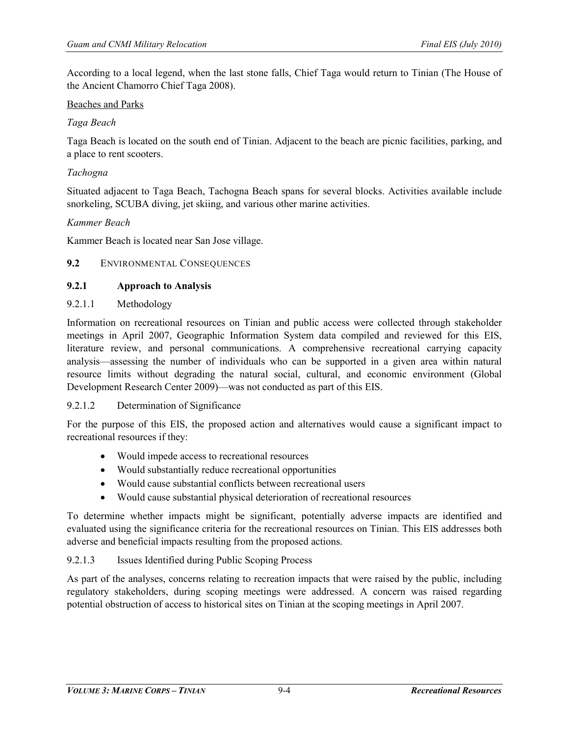According to a local legend, when the last stone falls, Chief Taga would return to Tinian (The House of the Ancient Chamorro Chief Taga 2008).

Beaches and Parks

*Taga Beach*

Taga Beach is located on the south end of Tinian. Adjacent to the beach are picnic facilities, parking, and a place to rent scooters.

*Tachogna*

Situated adjacent to Taga Beach, Tachogna Beach spans for several blocks. Activities available include snorkeling, SCUBA diving, jet skiing, and various other marine activities.

*Kammer Beach*

Kammer Beach is located near San Jose village.

## 9.2 ENVIRONMENTAL CONSEQUENCES

### 9.2.1 Approach to Analysis

#### 9.2.1.1 Methodology

Information on recreational resources on Tinian and public access were collected through stakeholder meetings in April 2007, Geographic Information System data compiled and reviewed for this EIS, literature review, and personal communications. A comprehensive recreational carrying capacity analysis—assessing the number of individuals who can be supported in a given area within natural resource limits without degrading the natural social, cultural, and economic environment (Global Development Research Center 2009)—was not conducted as part of this EIS.

#### 9.2.1.2 Determination of Significance

For the purpose of this EIS, the proposed action and alternatives would cause a significant impact to recreational resources if they:

- Would impede access to recreational resources
- Would substantially reduce recreational opportunities
- Would cause substantial conflicts between recreational users
- Would cause substantial physical deterioration of recreational resources

To determine whether impacts might be significant, potentially adverse impacts are identified and evaluated using the significance criteria for the recreational resources on Tinian. This EIS addresses both adverse and beneficial impacts resulting from the proposed actions.

#### 9.2.1.3 Issues Identified during Public Scoping Process

As part of the analyses, concerns relating to recreation impacts that were raised by the public, including regulatory stakeholders, during scoping meetings were addressed. A concern was raised regarding potential obstruction of access to historical sites on Tinian at the scoping meetings in April 2007.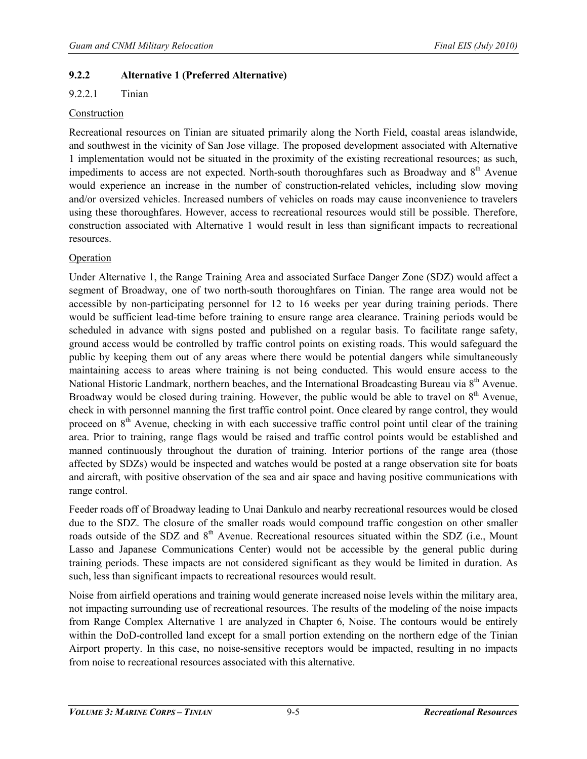### 9.2.2 Alternative 1 (Preferred Alternative)

#### 9.2.2.1 Tinian

Construction

Recreational resources on Tinian are situated primarily along the North Field, coastal areas islandwide, and southwest in the vicinity of San Jose village. The proposed development associated with Alternative 1 implementation would not be situated in the proximity of the existing recreational resources; as such, impediments to access are not expected. North-south thoroughfares such as Broadway and 8th Avenue would experience an increase in the number of construction-related vehicles, including slow moving and/or oversized vehicles. Increased numbers of vehicles on roads may cause inconvenience to travelers using these thoroughfares. However, access to recreational resources would still be possible. Therefore, construction associated with Alternative 1 would result in less than significant impacts to recreational resources.

Operation

Under Alternative 1, the Range Training Area and associated Surface Danger Zone (SDZ) would affect a segment of Broadway, one of two north-south thoroughfares on Tinian. The range area would not be accessible by non-participating personnel for 12 to 16 weeks per year during training periods. There would be sufficient lead-time before training to ensure range area clearance. Training periods would be scheduled in advance with signs posted and published on a regular basis. To facilitate range safety, ground access would be controlled by traffic control points on existing roads. This would safeguard the public by keeping them out of any areas where there would be potential dangers while simultaneously maintaining access to areas where training is not being conducted. This would ensure access to the National Historic Landmark, northern beaches, and the International Broadcasting Bureau via 8th Avenue. Broadway would be closed during training. However, the public would be able to travel on 8th Avenue, check in with personnel manning the first traffic control point. Once cleared by range control, they would proceed on 8th Avenue, checking in with each successive traffic control point until clear of the training area. Prior to training, range flags would be raised and traffic control points would be established and manned continuously throughout the duration of training. Interior portions of the range area (those affected by SDZs) would be inspected and watches would be posted at a range observation site for boats and aircraft, with positive observation of the sea and air space and having positive communications with range control.

Feeder roads off of Broadway leading to Unai Dankulo and nearby recreational resources would be closed due to the SDZ. The closure of the smaller roads would compound traffic congestion on other smaller roads outside of the SDZ and 8th Avenue. Recreational resources situated within the SDZ (i.e., Mount Lasso and Japanese Communications Center) would not be accessible by the general public during training periods. These impacts are not considered significant as they would be limited in duration. As such, less than significant impacts to recreational resources would result.

Noise from airfield operations and training would generate increased noise levels within the military area, not impacting surrounding use of recreational resources. The results of the modeling of the noise impacts from Range Complex Alternative 1 are analyzed in Chapter 6, Noise. The contours would be entirely within the DoD-controlled land except for a small portion extending on the northern edge of the Tinian Airport property. In this case, no noise-sensitive receptors would be impacted, resulting in no impacts from noise to recreational resources associated with this alternative.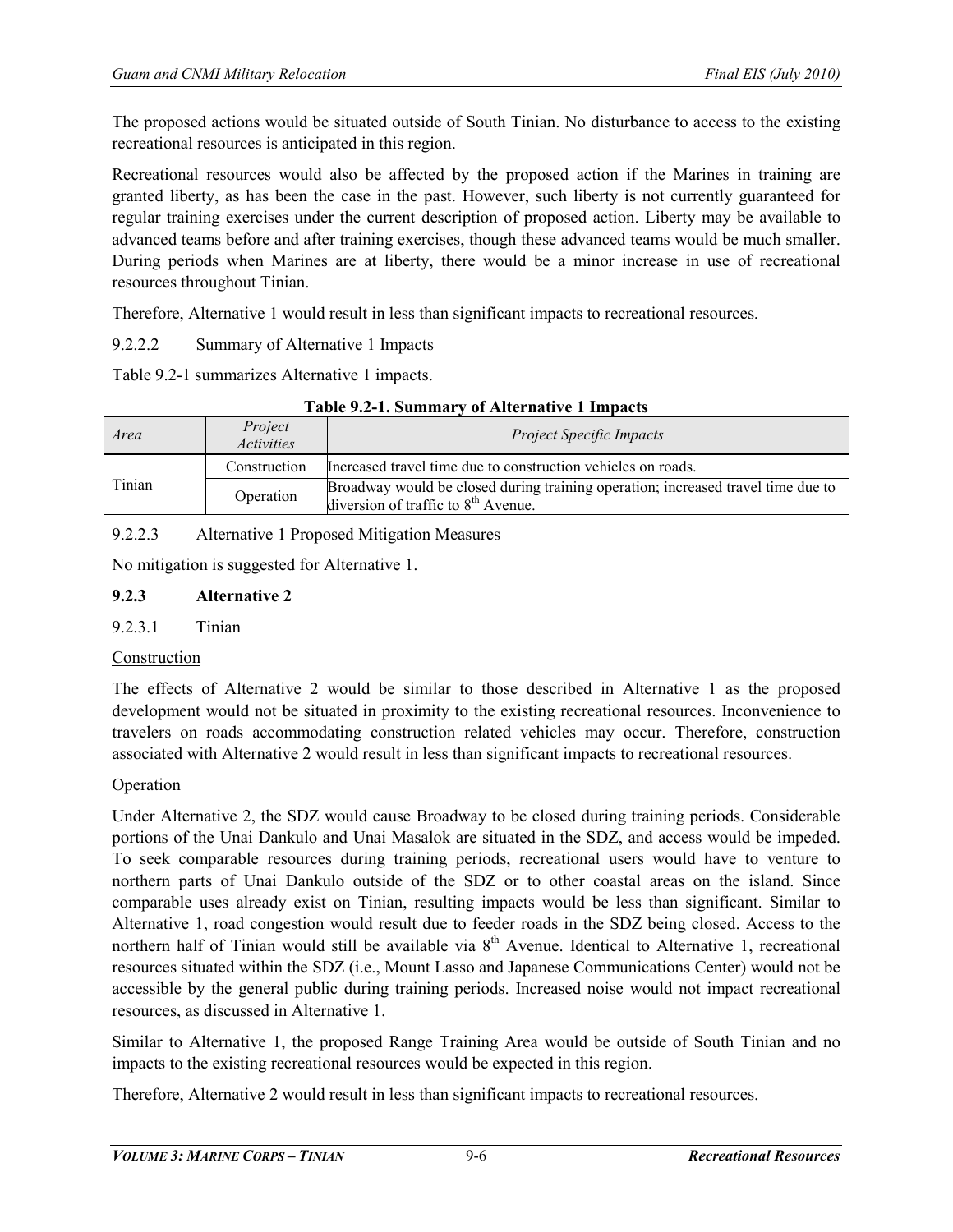The proposed actions would be situated outside of South Tinian. No disturbance to access to the existing recreational resources is anticipated in this region.

Recreational resources would also be affected by the proposed action if the Marines in training are granted liberty, as has been the case in the past. However, such liberty is not currently guaranteed for regular training exercises under the current description of proposed action. Liberty may be available to advanced teams before and after training exercises, though these advanced teams would be much smaller. During periods when Marines are at liberty, there would be a minor increase in use of recreational resources throughout Tinian.

Therefore, Alternative 1 would result in less than significant impacts to recreational resources.

9.2.2.2 Summary of Alternative 1 Impacts

Table 9.2-1 summarizes Alternative 1 impacts.

**Table 9.2-1. Summary of Alternative 1 Impacts**

| *Area* | *Project Activities* | *Project Specific Impacts* |
|---|---|---|
| Tinian | Construction | Increased travel time due to construction vehicles on roads. |
| | Operation | Broadway would be closed during training operation; increased travel time due to diversion of traffic to 8th Avenue. |

9.2.2.3 Alternative 1 Proposed Mitigation Measures

No mitigation is suggested for Alternative 1.

### 9.2.3 Alternative 2

9.2.3.1 Tinian

Construction

The effects of Alternative 2 would be similar to those described in Alternative 1 as the proposed development would not be situated in proximity to the existing recreational resources. Inconvenience to travelers on roads accommodating construction related vehicles may occur. Therefore, construction associated with Alternative 2 would result in less than significant impacts to recreational resources.

Operation

Under Alternative 2, the SDZ would cause Broadway to be closed during training periods. Considerable portions of the Unai Dankulo and Unai Masalok are situated in the SDZ, and access would be impeded. To seek comparable resources during training periods, recreational users would have to venture to northern parts of Unai Dankulo outside of the SDZ or to other coastal areas on the island. Since comparable uses already exist on Tinian, resulting impacts would be less than significant. Similar to Alternative 1, road congestion would result due to feeder roads in the SDZ being closed. Access to the northern half of Tinian would still be available via 8th Avenue. Identical to Alternative 1, recreational resources situated within the SDZ (i.e., Mount Lasso and Japanese Communications Center) would not be accessible by the general public during training periods. Increased noise would not impact recreational resources, as discussed in Alternative 1.

Similar to Alternative 1, the proposed Range Training Area would be outside of South Tinian and no impacts to the existing recreational resources would be expected in this region.

Therefore, Alternative 2 would result in less than significant impacts to recreational resources.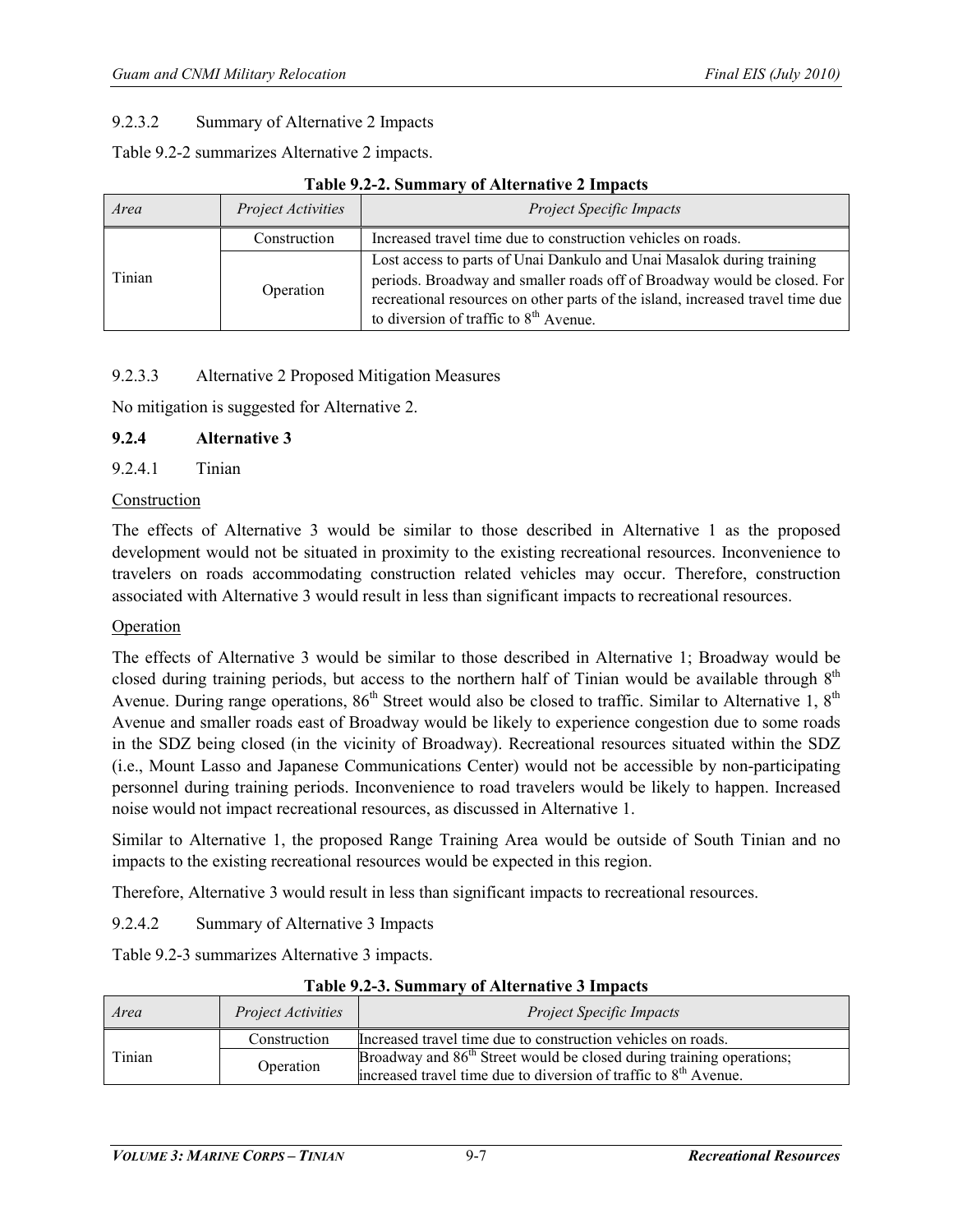9.2.3.2 Summary of Alternative 2 Impacts

Table 9.2-2 summarizes Alternative 2 impacts.

**Table 9.2-2. Summary of Alternative 2 Impacts**

| *Area* | *Project Activities* | *Project Specific Impacts* |
|---|---|---|
| Tinian | Construction | Increased travel time due to construction vehicles on roads. |
| | Operation | Lost access to parts of Unai Dankulo and Unai Masalok during training periods. Broadway and smaller roads off of Broadway would be closed. For recreational resources on other parts of the island, increased travel time due to diversion of traffic to 8th Avenue. |

9.2.3.3 Alternative 2 Proposed Mitigation Measures

No mitigation is suggested for Alternative 2.

### 9.2.4 Alternative 3

9.2.4.1 Tinian

Construction

The effects of Alternative 3 would be similar to those described in Alternative 1 as the proposed development would not be situated in proximity to the existing recreational resources. Inconvenience to travelers on roads accommodating construction related vehicles may occur. Therefore, construction associated with Alternative 3 would result in less than significant impacts to recreational resources.

Operation

The effects of Alternative 3 would be similar to those described in Alternative 1; Broadway would be closed during training periods, but access to the northern half of Tinian would be available through 8th Avenue. During range operations, 86th Street would also be closed to traffic. Similar to Alternative 1, 8th Avenue and smaller roads east of Broadway would be likely to experience congestion due to some roads in the SDZ being closed (in the vicinity of Broadway). Recreational resources situated within the SDZ (i.e., Mount Lasso and Japanese Communications Center) would not be accessible by non-participating personnel during training periods. Inconvenience to road travelers would be likely to happen. Increased noise would not impact recreational resources, as discussed in Alternative 1.

Similar to Alternative 1, the proposed Range Training Area would be outside of South Tinian and no impacts to the existing recreational resources would be expected in this region.

Therefore, Alternative 3 would result in less than significant impacts to recreational resources.

9.2.4.2 Summary of Alternative 3 Impacts

Table 9.2-3 summarizes Alternative 3 impacts.

**Table 9.2-3. Summary of Alternative 3 Impacts**

| *Area* | *Project Activities* | *Project Specific Impacts* |
|---|---|---|
| Tinian | Construction | Increased travel time due to construction vehicles on roads. |
| | Operation | Broadway and 86th Street would be closed during training operations; increased travel time due to diversion of traffic to 8th Avenue. |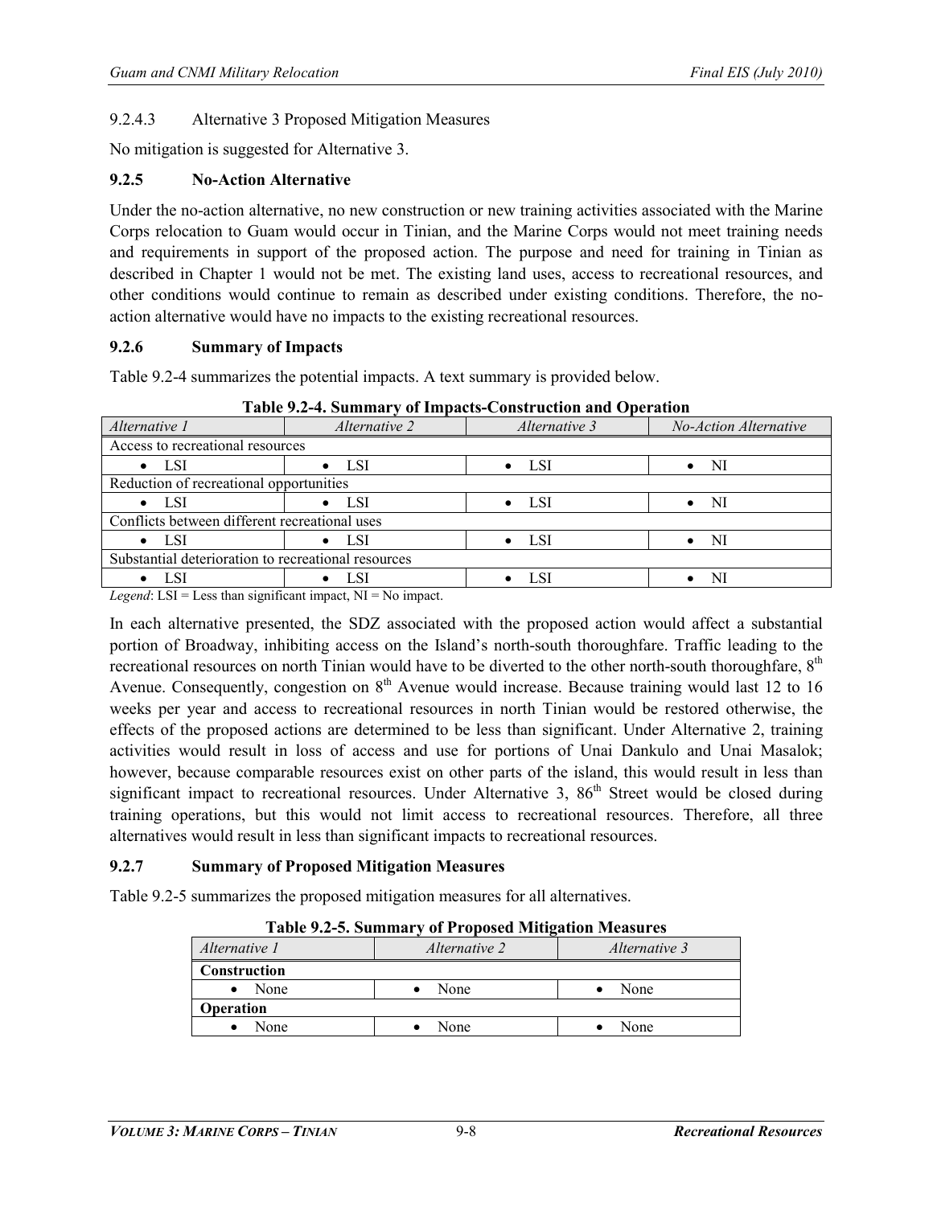#### 9.2.4.3 Alternative 3 Proposed Mitigation Measures

No mitigation is suggested for Alternative 3.

### 9.2.5 No-Action Alternative

Under the no-action alternative, no new construction or new training activities associated with the Marine Corps relocation to Guam would occur in Tinian, and the Marine Corps would not meet training needs and requirements in support of the proposed action. The purpose and need for training in Tinian as described in Chapter 1 would not be met. The existing land uses, access to recreational resources, and other conditions would continue to remain as described under existing conditions. Therefore, the no-action alternative would have no impacts to the existing recreational resources.

### 9.2.6 Summary of Impacts

Table 9.2-4 summarizes the potential impacts. A text summary is provided below.

**Table 9.2-4. Summary of Impacts-Construction and Operation**

| *Alternative 1* | *Alternative 2* | *Alternative 3* | *No-Action Alternative* |
|---|---|---|---|
| Access to recreational resources | | | |
| • LSI | • LSI | • LSI | • NI |
| Reduction of recreational opportunities | | | |
| • LSI | • LSI | • LSI | • NI |
| Conflicts between different recreational uses | | | |
| • LSI | • LSI | • LSI | • NI |
| Substantial deterioration to recreational resources | | | |
| • LSI | • LSI | • LSI | • NI |

*Legend*: LSI = Less than significant impact, NI = No impact.

In each alternative presented, the SDZ associated with the proposed action would affect a substantial portion of Broadway, inhibiting access on the Island's north-south thoroughfare. Traffic leading to the recreational resources on north Tinian would have to be diverted to the other north-south thoroughfare, 8th Avenue. Consequently, congestion on 8th Avenue would increase. Because training would last 12 to 16 weeks per year and access to recreational resources in north Tinian would be restored otherwise, the effects of the proposed actions are determined to be less than significant. Under Alternative 2, training activities would result in loss of access and use for portions of Unai Dankulo and Unai Masalok; however, because comparable resources exist on other parts of the island, this would result in less than significant impact to recreational resources. Under Alternative 3, 86th Street would be closed during training operations, but this would not limit access to recreational resources. Therefore, all three alternatives would result in less than significant impacts to recreational resources.

### 9.2.7 Summary of Proposed Mitigation Measures

Table 9.2-5 summarizes the proposed mitigation measures for all alternatives.

**Table 9.2-5. Summary of Proposed Mitigation Measures**

| *Alternative 1* | *Alternative 2* | *Alternative 3* |
|---|---|---|
| **Construction** | | |
| • None | • None | • None |
| **Operation** | | |
| • None | • None | • None |